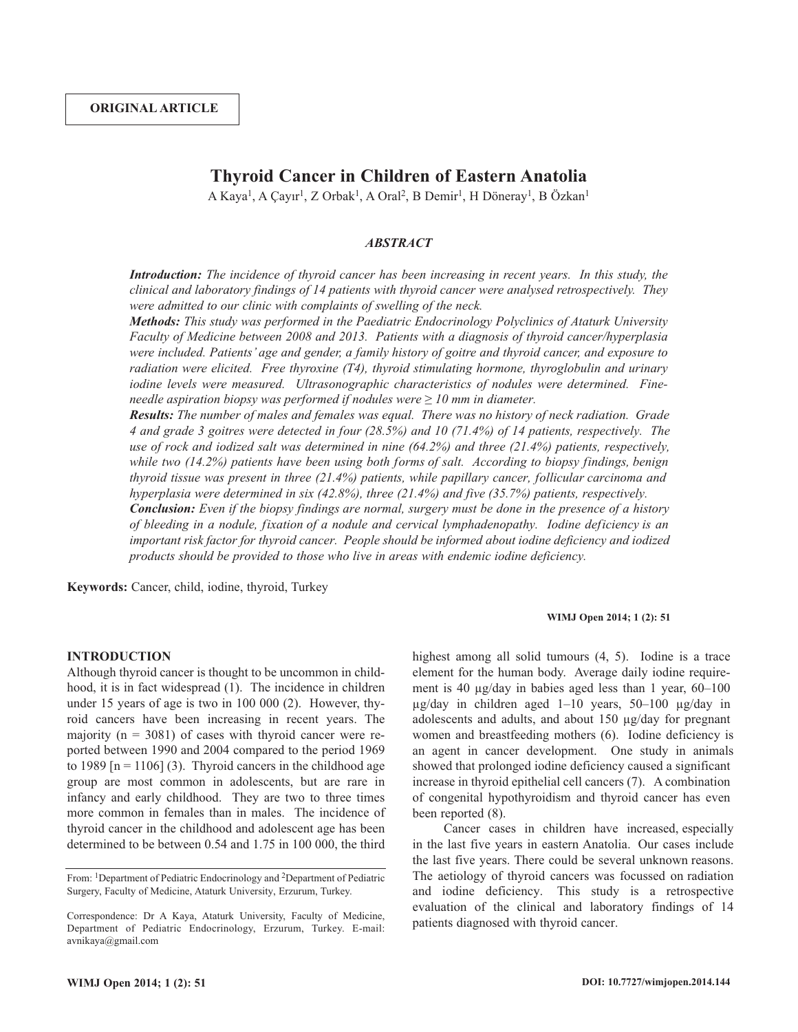**ORIGINAL ARTICLE**

# Thyroid Cancer in Children of Eastern Anatolia

A Kaya[1], A Çayır[1], Z Orbak[1], A Oral[2], B Demir[1], H Döneray[1], B Özkan[1]

## *ABSTRACT*

***Introduction:*** *The incidence of thyroid cancer has been increasing in recent years. In this study, the clinical and laboratory findings of 14 patients with thyroid cancer were analysed retrospectively. They were admitted to our clinic with complaints of swelling of the neck.*

***Methods:*** *This study was performed in the Paediatric Endocrinology Polyclinics of Ataturk University Faculty of Medicine between 2008 and 2013. Patients with a diagnosis of thyroid cancer/hyperplasia were included. Patients' age and gender, a family history of goitre and thyroid cancer, and exposure to radiation were elicited. Free thyroxine (T4), thyroid stimulating hormone, thyroglobulin and urinary iodine levels were measured. Ultrasonographic characteristics of nodules were determined. Fine-needle aspiration biopsy was performed if nodules were ≥ 10 mm in diameter.*

***Results:*** *The number of males and females was equal. There was no history of neck radiation. Grade 4 and grade 3 goitres were detected in four (28.5%) and 10 (71.4%) of 14 patients, respectively. The use of rock and iodized salt was determined in nine (64.2%) and three (21.4%) patients, respectively, while two (14.2%) patients have been using both forms of salt. According to biopsy findings, benign thyroid tissue was present in three (21.4%) patients, while papillary cancer, follicular carcinoma and hyperplasia were determined in six (42.8%), three (21.4%) and five (35.7%) patients, respectively.*

***Conclusion:*** *Even if the biopsy findings are normal, surgery must be done in the presence of a history of bleeding in a nodule, fixation of a nodule and cervical lymphadenopathy. Iodine deficiency is an important risk factor for thyroid cancer. People should be informed about iodine deficiency and iodized products should be provided to those who live in areas with endemic iodine deficiency.*

**Keywords:** Cancer, child, iodine, thyroid, Turkey

## INTRODUCTION

Although thyroid cancer is thought to be uncommon in childhood, it is in fact widespread (1). The incidence in children under 15 years of age is two in 100 000 (2). However, thyroid cancers have been increasing in recent years. The majority (n = 3081) of cases with thyroid cancer were reported between 1990 and 2004 compared to the period 1969 to 1989 [n = 1106] (3). Thyroid cancers in the childhood age group are most common in adolescents, but are rare in infancy and early childhood. They are two to three times more common in females than in males. The incidence of thyroid cancer in the childhood and adolescent age has been determined to be between 0.54 and 1.75 in 100 000, the third highest among all solid tumours (4, 5). Iodine is a trace element for the human body. Average daily iodine requirement is 40 µg/day in babies aged less than 1 year, 60–100 µg/day in children aged 1–10 years, 50–100 µg/day in adolescents and adults, and about 150 µg/day for pregnant women and breastfeeding mothers (6). Iodine deficiency is an agent in cancer development. One study in animals showed that prolonged iodine deficiency caused a significant increase in thyroid epithelial cell cancers (7). A combination of congenital hypothyroidism and thyroid cancer has even been reported (8).

Cancer cases in children have increased, especially in the last five years in eastern Anatolia. Our cases include the last five years. There could be several unknown reasons. The aetiology of thyroid cancers was focussed on radiation and iodine deficiency. This study is a retrospective evaluation of the clinical and laboratory findings of 14 patients diagnosed with thyroid cancer.

From: [1]Department of Pediatric Endocrinology and [2]Department of Pediatric Surgery, Faculty of Medicine, Ataturk University, Erzurum, Turkey.

Correspondence: Dr A Kaya, Ataturk University, Faculty of Medicine, Department of Pediatric Endocrinology, Erzurum, Turkey. E-mail: avnikaya@gmail.com

DOI: 10.7727/wimjopen.2014.144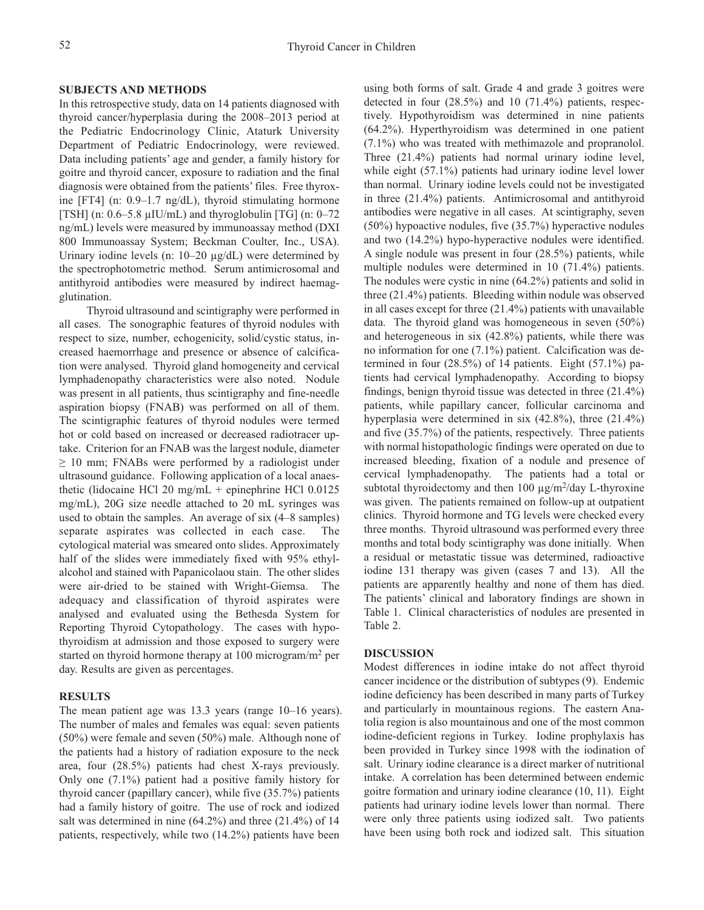## SUBJECTS AND METHODS

In this retrospective study, data on 14 patients diagnosed with thyroid cancer/hyperplasia during the 2008–2013 period at the Pediatric Endocrinology Clinic, Ataturk University Department of Pediatric Endocrinology, were reviewed. Data including patients' age and gender, a family history for goitre and thyroid cancer, exposure to radiation and the final diagnosis were obtained from the patients' files. Free thyroxine [FT4] (n: 0.9–1.7 ng/dL), thyroid stimulating hormone [TSH] (n: 0.6–5.8 µIU/mL) and thyroglobulin [TG] (n: 0–72 ng/mL) levels were measured by immunoassay method (DXI 800 Immunoassay System; Beckman Coulter, Inc., USA). Urinary iodine levels (n: 10–20 µg/dL) were determined by the spectrophotometric method. Serum antimicrosomal and antithyroid antibodies were measured by indirect haemagglutination.

Thyroid ultrasound and scintigraphy were performed in all cases. The sonographic features of thyroid nodules with respect to size, number, echogenicity, solid/cystic status, increased haemorrhage and presence or absence of calcification were analysed. Thyroid gland homogeneity and cervical lymphadenopathy characteristics were also noted. Nodule was present in all patients, thus scintigraphy and fine-needle aspiration biopsy (FNAB) was performed on all of them. The scintigraphic features of thyroid nodules were termed hot or cold based on increased or decreased radiotracer uptake. Criterion for an FNAB was the largest nodule, diameter ≥ 10 mm; FNABs were performed by a radiologist under ultrasound guidance. Following application of a local anaesthetic (lidocaine HCl 20 mg/mL + epinephrine HCl 0.0125 mg/mL), 20G size needle attached to 20 mL syringes was used to obtain the samples. An average of six (4–8 samples) separate aspirates was collected in each case. The cytological material was smeared onto slides. Approximately half of the slides were immediately fixed with 95% ethyl-alcohol and stained with Papanicolaou stain. The other slides were air-dried to be stained with Wright-Giemsa. The adequacy and classification of thyroid aspirates were analysed and evaluated using the Bethesda System for Reporting Thyroid Cytopathology. The cases with hypothyroidism at admission and those exposed to surgery were started on thyroid hormone therapy at 100 microgram/m$^2$ per day. Results are given as percentages.

## RESULTS

The mean patient age was 13.3 years (range 10–16 years). The number of males and females was equal: seven patients (50%) were female and seven (50%) male. Although none of the patients had a history of radiation exposure to the neck area, four (28.5%) patients had chest X-rays previously. Only one (7.1%) patient had a positive family history for thyroid cancer (papillary cancer), while five (35.7%) patients had a family history of goitre. The use of rock and iodized salt was determined in nine (64.2%) and three (21.4%) of 14 patients, respectively, while two (14.2%) patients have been using both forms of salt. Grade 4 and grade 3 goitres were detected in four (28.5%) and 10 (71.4%) patients, respectively. Hypothyroidism was determined in nine patients (64.2%). Hyperthyroidism was determined in one patient (7.1%) who was treated with methimazole and propranolol. Three (21.4%) patients had normal urinary iodine level, while eight (57.1%) patients had urinary iodine level lower than normal. Urinary iodine levels could not be investigated in three (21.4%) patients. Antimicrosomal and antithyroid antibodies were negative in all cases. At scintigraphy, seven (50%) hypoactive nodules, five (35.7%) hyperactive nodules and two (14.2%) hypo-hyperactive nodules were identified. A single nodule was present in four (28.5%) patients, while multiple nodules were determined in 10 (71.4%) patients. The nodules were cystic in nine (64.2%) patients and solid in three (21.4%) patients. Bleeding within nodule was observed in all cases except for three (21.4%) patients with unavailable data. The thyroid gland was homogeneous in seven (50%) and heterogeneous in six (42.8%) patients, while there was no information for one (7.1%) patient. Calcification was determined in four (28.5%) of 14 patients. Eight (57.1%) patients had cervical lymphadenopathy. According to biopsy findings, benign thyroid tissue was detected in three (21.4%) patients, while papillary cancer, follicular carcinoma and hyperplasia were determined in six (42.8%), three (21.4%) and five (35.7%) of the patients, respectively. Three patients with normal histopathologic findings were operated on due to increased bleeding, fixation of a nodule and presence of cervical lymphadenopathy. The patients had a total or subtotal thyroidectomy and then 100 µg/m$^2$/day L-thyroxine was given. The patients remained on follow-up at outpatient clinics. Thyroid hormone and TG levels were checked every three months. Thyroid ultrasound was performed every three months and total body scintigraphy was done initially. When a residual or metastatic tissue was determined, radioactive iodine 131 therapy was given (cases 7 and 13). All the patients are apparently healthy and none of them has died. The patients' clinical and laboratory findings are shown in Table 1. Clinical characteristics of nodules are presented in Table 2.

## DISCUSSION

Modest differences in iodine intake do not affect thyroid cancer incidence or the distribution of subtypes (9). Endemic iodine deficiency has been described in many parts of Turkey and particularly in mountainous regions. The eastern Anatolia region is also mountainous and one of the most common iodine-deficient regions in Turkey. Iodine prophylaxis has been provided in Turkey since 1998 with the iodination of salt. Urinary iodine clearance is a direct marker of nutritional intake. A correlation has been determined between endemic goitre formation and urinary iodine clearance (10, 11). Eight patients had urinary iodine levels lower than normal. There were only three patients using iodized salt. Two patients have been using both rock and iodized salt. This situation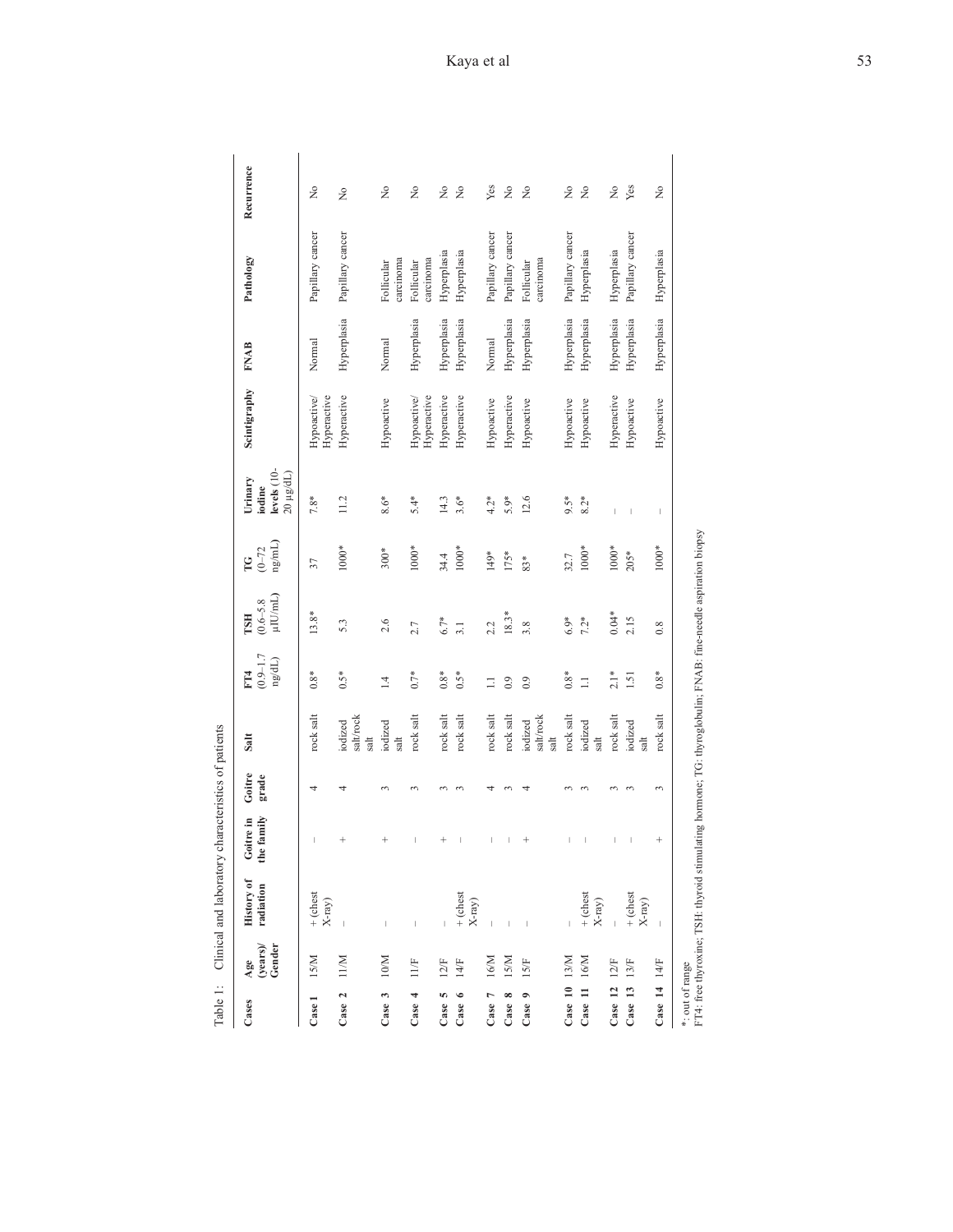Table 1: Clinical and laboratory characteristics of patients

| Cases | Age (years)/ Gender | History of radiation | Goitre in the family | Goitre grade | Salt | FT4 (0.9–1.7 ng/dL) | TSH (0.6–5.8 μIU/mL) | TG (0–72 ng/mL) | Urinary iodine levels (10–20 μg/dL) | Scintigraphy | FNAB | Pathology | Recurrence |
|---|---|---|---|---|---|---|---|---|---|---|---|---|---|
| Case 1 | 15/M | + (chest X-ray) | – | 4 | rock salt | 0.8* | 13.8* | 37 | 7.8* | Hypoactive/ Hyperactive | Normal | Papillary cancer | No |
| Case 2 | 11/M | – | + | 4 | iodized salt/rock salt | 0.5* | 5.3 | 1000* | 11.2 | Hyperactive | Hyperplasia | Papillary cancer | No |
| Case 3 | 10/M | – | + | 3 | iodized salt | 1.4 | 2.6 | 300* | 8.6* | Hypoactive | Normal | Follicular carcinoma | No |
| Case 4 | 11/F | – | – | 3 | rock salt | 0.7* | 2.7 | 1000* | 5.4* | Hypoactive/ Hyperactive | Hyperplasia | Follicular carcinoma | No |
| Case 5 | 12/F | – | + | 3 | rock salt | 0.8* | 6.7* | 34.4 | 14.3 | Hyperactive | Hyperplasia | Hyperplasia | No |
| Case 6 | 14/F | + (chest X-ray) | – | 3 | rock salt | 0.5* | 3.1 | 1000* | 3.6* | Hyperactive | Hyperplasia | Hyperplasia | No |
| Case 7 | 16/M | – | – | 4 | rock salt | 1.1 | 2.2 | 149* | 4.2* | Hypoactive | Normal | Papillary cancer | Yes |
| Case 8 | 15/M | – | – | 3 | rock salt | 0.9 | 18.3* | 175* | 5.9* | Hyperactive | Hyperplasia | Papillary cancer | No |
| Case 9 | 15/F | – | + | 4 | iodized salt/rock salt | 0.9 | 3.8 | 83* | 12.6 | Hypoactive | Hyperplasia | Follicular carcinoma | No |
| Case 10 | 13/M | – | – | 3 | rock salt | 0.8* | 6.9* | 32.7 | 9.5* | Hypoactive | Hyperplasia | Papillary cancer | No |
| Case 11 | 16/M | + (chest X-ray) | – | 3 | iodized salt | 1.1 | 7.2* | 1000* | 8.2* | Hypoactive | Hyperplasia | Hyperplasia | No |
| Case 12 | 12/F | – | – | 3 | rock salt | 2.1* | 0.04* | 1000* | – | Hyperactive | Hyperplasia | Hyperplasia | No |
| Case 13 | 13/F | + (chest X-ray) | – | 3 | iodized salt | 1.51 | 2.15 | 205* | – | Hypoactive | Hyperplasia | Papillary cancer | Yes |
| Case 14 | 14/F | – | + | 3 | rock salt | 0.8* | 0.8 | 1000* | – | Hypoactive | Hyperplasia | Hyperplasia | No |

*: out of range

FT4: free thyroxine; TSH: thyroid stimulating hormone; TG: thyroglobulin; FNAB: fine-needle aspiration biopsy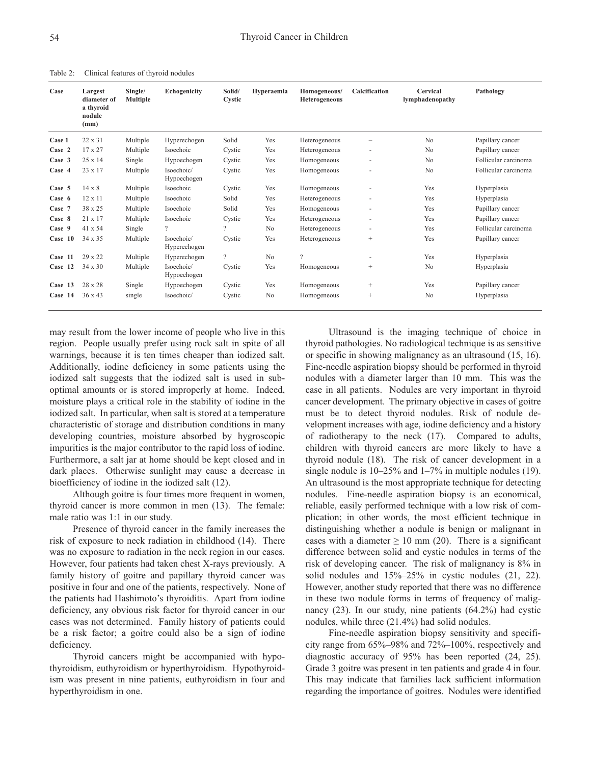Table 2: Clinical features of thyroid nodules

| Case | Largest diameter of a thyroid nodule (mm) | Single/ Multiple | Echogenicity | Solid/ Cystic | Hyperaemia | Homogeneous/ Heterogeneous | Calcification | Cervical lymphadenopathy | Pathology |
|---|---|---|---|---|---|---|---|---|---|
| **Case 1** | 22 x 31 | Multiple | Hyperechogen | Solid | Yes | Heterogeneous | – | No | Papillary cancer |
| **Case 2** | 17 x 27 | Multiple | Isoechoic | Cystic | Yes | Heterogeneous | - | No | Papillary cancer |
| **Case 3** | 25 x 14 | Single | Hypoechogen | Cystic | Yes | Homogeneous | - | No | Follicular carcinoma |
| **Case 4** | 23 x 17 | Multiple | Isoechoic/ Hypoechogen | Cystic | Yes | Homogeneous | - | No | Follicular carcinoma |
| **Case 5** | 14 x 8 | Multiple | Isoechoic | Cystic | Yes | Homogeneous | - | Yes | Hyperplasia |
| **Case 6** | 12 x 11 | Multiple | Isoechoic | Solid | Yes | Heterogeneous | - | Yes | Hyperplasia |
| **Case 7** | 38 x 25 | Multiple | Isoechoic | Solid | Yes | Homogeneous | - | Yes | Papillary cancer |
| **Case 8** | 21 x 17 | Multiple | Isoechoic | Cystic | Yes | Heterogeneous | - | Yes | Papillary cancer |
| **Case 9** | 41 x 54 | Single | ? | ? | No | Heterogeneous | - | Yes | Follicular carcinoma |
| **Case 10** | 34 x 35 | Multiple | Isoechoic/ Hyperechogen | Cystic | Yes | Heterogeneous | + | Yes | Papillary cancer |
| **Case 11** | 29 x 22 | Multiple | Hyperechogen | ? | No | ? | - | Yes | Hyperplasia |
| **Case 12** | 34 x 30 | Multiple | Isoechoic/ Hypoechogen | Cystic | Yes | Homogeneous | + | No | Hyperplasia |
| **Case 13** | 28 x 28 | Single | Hypoechogen | Cystic | Yes | Homogeneous | + | Yes | Papillary cancer |
| **Case 14** | 36 x 43 | single | Isoechoic/ | Cystic | No | Homogeneous | + | No | Hyperplasia |

may result from the lower income of people who live in this region. People usually prefer using rock salt in spite of all warnings, because it is ten times cheaper than iodized salt. Additionally, iodine deficiency in some patients using the iodized salt suggests that the iodized salt is used in sub-optimal amounts or is stored improperly at home. Indeed, moisture plays a critical role in the stability of iodine in the iodized salt. In particular, when salt is stored at a temperature characteristic of storage and distribution conditions in many developing countries, moisture absorbed by hygroscopic impurities is the major contributor to the rapid loss of iodine. Furthermore, a salt jar at home should be kept closed and in dark places. Otherwise sunlight may cause a decrease in bioefficiency of iodine in the iodized salt (12).

Although goitre is four times more frequent in women, thyroid cancer is more common in men (13). The female: male ratio was 1:1 in our study.

Presence of thyroid cancer in the family increases the risk of exposure to neck radiation in childhood (14). There was no exposure to radiation in the neck region in our cases. However, four patients had taken chest X-rays previously. A family history of goitre and papillary thyroid cancer was positive in four and one of the patients, respectively. None of the patients had Hashimoto's thyroiditis. Apart from iodine deficiency, any obvious risk factor for thyroid cancer in our cases was not determined. Family history of patients could be a risk factor; a goitre could also be a sign of iodine deficiency.

Thyroid cancers might be accompanied with hypothyroidism, euthyroidism or hyperthyroidism. Hypothyroidism was present in nine patients, euthyroidism in four and hyperthyroidism in one.

Ultrasound is the imaging technique of choice in thyroid pathologies. No radiological technique is as sensitive or specific in showing malignancy as an ultrasound (15, 16). Fine-needle aspiration biopsy should be performed in thyroid nodules with a diameter larger than 10 mm. This was the case in all patients. Nodules are very important in thyroid cancer development. The primary objective in cases of goitre must be to detect thyroid nodules. Risk of nodule development increases with age, iodine deficiency and a history of radiotherapy to the neck (17). Compared to adults, children with thyroid cancers are more likely to have a thyroid nodule (18). The risk of cancer development in a single nodule is 10–25% and 1–7% in multiple nodules (19). An ultrasound is the most appropriate technique for detecting nodules. Fine-needle aspiration biopsy is an economical, reliable, easily performed technique with a low risk of complication; in other words, the most efficient technique in distinguishing whether a nodule is benign or malignant in cases with a diameter $\geq$ 10 mm (20). There is a significant difference between solid and cystic nodules in terms of the risk of developing cancer. The risk of malignancy is 8% in solid nodules and 15%–25% in cystic nodules (21, 22). However, another study reported that there was no difference in these two nodule forms in terms of frequency of malignancy (23). In our study, nine patients (64.2%) had cystic nodules, while three (21.4%) had solid nodules.

Fine-needle aspiration biopsy sensitivity and specificity range from 65%–98% and 72%–100%, respectively and diagnostic accuracy of 95% has been reported (24, 25). Grade 3 goitre was present in ten patients and grade 4 in four. This may indicate that families lack sufficient information regarding the importance of goitres. Nodules were identified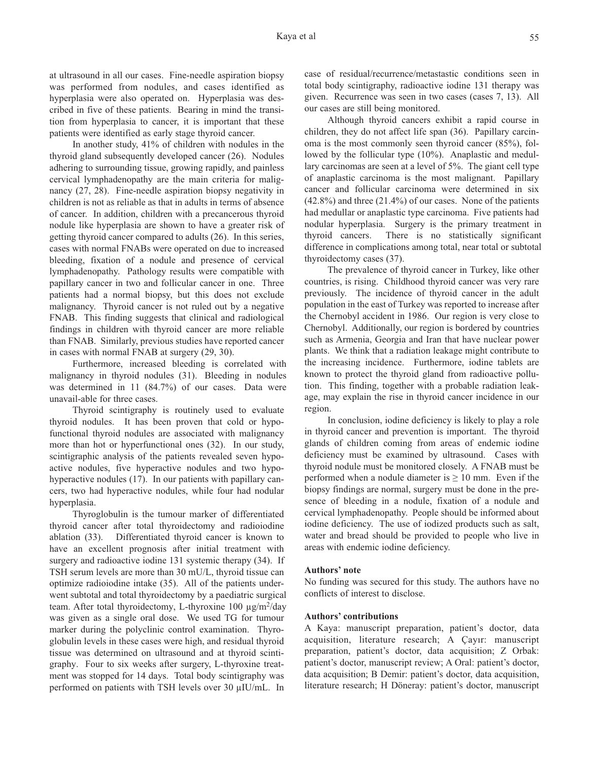at ultrasound in all our cases. Fine-needle aspiration biopsy was performed from nodules, and cases identified as hyperplasia were also operated on. Hyperplasia was described in five of these patients. Bearing in mind the transition from hyperplasia to cancer, it is important that these patients were identified as early stage thyroid cancer.

In another study, 41% of children with nodules in the thyroid gland subsequently developed cancer (26). Nodules adhering to surrounding tissue, growing rapidly, and painless cervical lymphadenopathy are the main criteria for malignancy (27, 28). Fine-needle aspiration biopsy negativity in children is not as reliable as that in adults in terms of absence of cancer. In addition, children with a precancerous thyroid nodule like hyperplasia are shown to have a greater risk of getting thyroid cancer compared to adults (26). In this series, cases with normal FNABs were operated on due to increased bleeding, fixation of a nodule and presence of cervical lymphadenopathy. Pathology results were compatible with papillary cancer in two and follicular cancer in one. Three patients had a normal biopsy, but this does not exclude malignancy. Thyroid cancer is not ruled out by a negative FNAB. This finding suggests that clinical and radiological findings in children with thyroid cancer are more reliable than FNAB. Similarly, previous studies have reported cancer in cases with normal FNAB at surgery (29, 30).

Furthermore, increased bleeding is correlated with malignancy in thyroid nodules (31). Bleeding in nodules was determined in 11 (84.7%) of our cases. Data were unavail-able for three cases.

Thyroid scintigraphy is routinely used to evaluate thyroid nodules. It has been proven that cold or hypofunctional thyroid nodules are associated with malignancy more than hot or hyperfunctional ones (32). In our study, scintigraphic analysis of the patients revealed seven hypoactive nodules, five hyperactive nodules and two hypo-hyperactive nodules (17). In our patients with papillary cancers, two had hyperactive nodules, while four had nodular hyperplasia.

Thyroglobulin is the tumour marker of differentiated thyroid cancer after total thyroidectomy and radioiodine ablation (33). Differentiated thyroid cancer is known to have an excellent prognosis after initial treatment with surgery and radioactive iodine 131 systemic therapy (34). If TSH serum levels are more than 30 mU/L, thyroid tissue can optimize radioiodine intake (35). All of the patients underwent subtotal and total thyroidectomy by a paediatric surgical team. After total thyroidectomy, L-thyroxine 100 µg/m$^2$/day was given as a single oral dose. We used TG for tumour marker during the polyclinic control examination. Thyroglobulin levels in these cases were high, and residual thyroid tissue was determined on ultrasound and at thyroid scintigraphy. Four to six weeks after surgery, L-thyroxine treatment was stopped for 14 days. Total body scintigraphy was performed on patients with TSH levels over 30 µIU/mL. In case of residual/recurrence/metastastic conditions seen in total body scintigraphy, radioactive iodine 131 therapy was given. Recurrence was seen in two cases (cases 7, 13). All our cases are still being monitored.

Although thyroid cancers exhibit a rapid course in children, they do not affect life span (36). Papillary carcinoma is the most commonly seen thyroid cancer (85%), followed by the follicular type (10%). Anaplastic and medullary carcinomas are seen at a level of 5%. The giant cell type of anaplastic carcinoma is the most malignant. Papillary cancer and follicular carcinoma were determined in six (42.8%) and three (21.4%) of our cases. None of the patients had medullar or anaplastic type carcinoma. Five patients had nodular hyperplasia. Surgery is the primary treatment in thyroid cancers. There is no statistically significant difference in complications among total, near total or subtotal thyroidectomy cases (37).

The prevalence of thyroid cancer in Turkey, like other countries, is rising. Childhood thyroid cancer was very rare previously. The incidence of thyroid cancer in the adult population in the east of Turkey was reported to increase after the Chernobyl accident in 1986. Our region is very close to Chernobyl. Additionally, our region is bordered by countries such as Armenia, Georgia and Iran that have nuclear power plants. We think that a radiation leakage might contribute to the increasing incidence. Furthermore, iodine tablets are known to protect the thyroid gland from radioactive pollution. This finding, together with a probable radiation leakage, may explain the rise in thyroid cancer incidence in our region.

In conclusion, iodine deficiency is likely to play a role in thyroid cancer and prevention is important. The thyroid glands of children coming from areas of endemic iodine deficiency must be examined by ultrasound. Cases with thyroid nodule must be monitored closely. A FNAB must be performed when a nodule diameter is $\geq$ 10 mm. Even if the biopsy findings are normal, surgery must be done in the presence of bleeding in a nodule, fixation of a nodule and cervical lymphadenopathy. People should be informed about iodine deficiency. The use of iodized products such as salt, water and bread should be provided to people who live in areas with endemic iodine deficiency.

**Authors' note**

No funding was secured for this study. The authors have no conflicts of interest to disclose.

**Authors' contributions**

A Kaya: manuscript preparation, patient's doctor, data acquisition, literature research; A Çayır: manuscript preparation, patient's doctor, data acquisition; Z Orbak: patient's doctor, manuscript review; A Oral: patient's doctor, data acquisition; B Demir: patient's doctor, data acquisition, literature research; H Döneray: patient's doctor, manuscript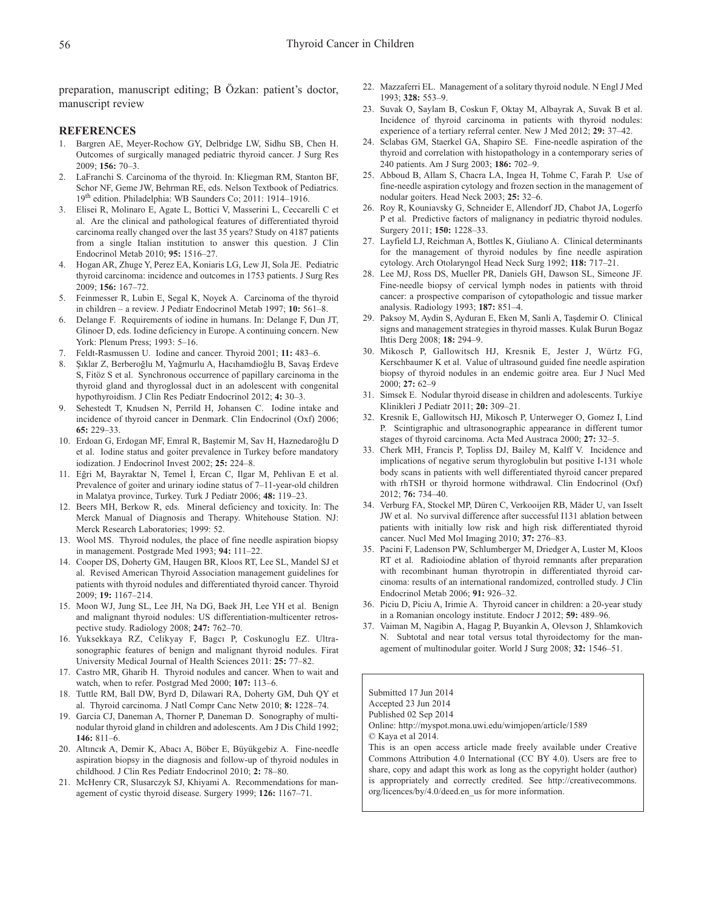preparation, manuscript editing; B Özkan: patient's doctor, manuscript review

## REFERENCES

1. Bargren AE, Meyer-Rochow GY, Delbridge LW, Sidhu SB, Chen H. Outcomes of surgically managed pediatric thyroid cancer. J Surg Res 2009; **156:** 70–3.
2. LaFranchi S. Carcinoma of the thyroid. In: Kliegman RM, Stanton BF, Schor NF, Geme JW, Behrman RE, eds. Nelson Textbook of Pediatrics. 19th edition. Philadelphia: WB Saunders Co; 2011: 1914–1916.
3. Elisei R, Molinaro E, Agate L, Bottici V, Masserini L, Ceccarelli C et al. Are the clinical and pathological features of differentiated thyroid carcinoma really changed over the last 35 years? Study on 4187 patients from a single Italian institution to answer this question. J Clin Endocrinol Metab 2010; **95:** 1516–27.
4. Hogan AR, Zhuge Y, Perez EA, Koniaris LG, Lew JI, Sola JE. Pediatric thyroid carcinoma: incidence and outcomes in 1753 patients. J Surg Res 2009; **156:** 167–72.
5. Feinmesser R, Lubin E, Segal K, Noyek A. Carcinoma of the thyroid in children – a review. J Pediatr Endocrinol Metab 1997; **10:** 561–8.
6. Delange F. Requirements of iodine in humans. In: Delange F, Dun JT, Glinoer D, eds. Iodine deficiency in Europe. A continuing concern. New York: Plenum Press; 1993: 5–16.
7. Feldt-Rasmussen U. Iodine and cancer. Thyroid 2001; **11:** 483–6.
8. Şıklar Z, Berberoğlu M, Yağmurlu A, Hacıhamdioğlu B, Savaş Erdeve S, Fitöz S et al. Synchronous occurrence of papillary carcinoma in the thyroid gland and thyroglossal duct in an adolescent with congenital hypothyroidism. J Clin Res Pediatr Endocrinol 2012; **4:** 30–3.
9. Sehestedt T, Knudsen N, Perrild H, Johansen C. Iodine intake and incidence of thyroid cancer in Denmark. Clin Endocrinol (Oxf) 2006; **65:** 229–33.
10. Erdoan G, Erdogan MF, Emral R, Baştemir M, Sav H, Haznedaroğlu D et al. Iodine status and goiter prevalence in Turkey before mandatory iodization. J Endocrinol Invest 2002; **25:** 224–8.
11. Eğri M, Bayraktar N, Temel İ, Ercan C, Ilgar M, Pehlivan E et al. Prevalence of goiter and urinary iodine status of 7–11-year-old children in Malatya province, Turkey. Turk J Pediatr 2006; **48:** 119–23.
12. Beers MH, Berkow R, eds. Mineral deficiency and toxicity. In: The Merck Manual of Diagnosis and Therapy. Whitehouse Station. NJ: Merck Research Laboratories; 1999: 52.
13. Wool MS. Thyroid nodules, the place of fine needle aspiration biopsy in management. Postgrade Med 1993; **94:** 111–22.
14. Cooper DS, Doherty GM, Haugen BR, Kloos RT, Lee SL, Mandel SJ et al. Revised American Thyroid Association management guidelines for patients with thyroid nodules and differentiated thyroid cancer. Thyroid 2009; **19:** 1167–214.
15. Moon WJ, Jung SL, Lee JH, Na DG, Baek JH, Lee YH et al. Benign and malignant thyroid nodules: US differentiation-multicenter retrospective study. Radiology 2008; **247:** 762–70.
16. Yuksekkaya RZ, Celikyay F, Bagcı P, Coskunoglu EZ. Ultrasonographic features of benign and malignant thyroid nodules. Firat University Medical Journal of Health Sciences 2011: **25:** 77–82.
17. Castro MR, Gharib H. Thyroid nodules and cancer. When to wait and watch, when to refer. Postgrad Med 2000; **107:** 113–6.
18. Tuttle RM, Ball DW, Byrd D, Dilawari RA, Doherty GM, Duh QY et al. Thyroid carcinoma. J Natl Compr Canc Netw 2010; **8:** 1228–74.
19. Garcia CJ, Daneman A, Thorner P, Daneman D. Sonography of multinodular thyroid gland in children and adolescents. Am J Dis Child 1992; **146:** 811–6.
20. Altıncık A, Demir K, Abacı A, Böber E, Büyükgebiz A. Fine-needle aspiration biopsy in the diagnosis and follow-up of thyroid nodules in childhood. J Clin Res Pediatr Endocrinol 2010; **2:** 78–80.
21. McHenry CR, Slusarczyk SJ, Khiyami A. Recommendations for management of cystic thyroid disease. Surgery 1999; **126:** 1167–71.
22. Mazzaferri EL. Management of a solitary thyroid nodule. N Engl J Med 1993; **328:** 553–9.
23. Suvak O, Saylam B, Coskun F, Oktay M, Albayrak A, Suvak B et al. Incidence of thyroid carcinoma in patients with thyroid nodules: experience of a tertiary referral center. New J Med 2012; **29:** 37–42.
24. Sclabas GM, Staerkel GA, Shapiro SE. Fine-needle aspiration of the thyroid and correlation with histopathology in a contemporary series of 240 patients. Am J Surg 2003; **186:** 702–9.
25. Abboud B, Allam S, Chacra LA, Ingea H, Tohme C, Farah P. Use of fine-needle aspiration cytology and frozen section in the management of nodular goiters. Head Neck 2003; **25:** 32–6.
26. Roy R, Kouniavsky G, Schneider E, Allendorf JD, Chabot JA, Logerfo P et al. Predictive factors of malignancy in pediatric thyroid nodules. Surgery 2011; **150:** 1228–33.
27. Layfield LJ, Reichman A, Bottles K, Giuliano A. Clinical determinants for the management of thyroid nodules by fine needle aspiration cytology. Arch Otolaryngol Head Neck Surg 1992; **118:** 717–21.
28. Lee MJ, Ross DS, Mueller PR, Daniels GH, Dawson SL, Simeone JF. Fine-needle biopsy of cervical lymph nodes in patients with throid cancer: a prospective comparison of cytopathologic and tissue marker analysis. Radiology 1993; **187:** 851–4.
29. Paksoy M, Aydin S, Ayduran E, Eken M, Sanli A, Taşdemir O. Clinical signs and management strategies in thyroid masses. Kulak Burun Bogaz Ihtis Derg 2008; **18:** 294–9.
30. Mikosch P, Gallowitsch HJ, Kresnik E, Jester J, Würtz FG, Kerschbaumer K et al. Value of ultrasound guided fine needle aspiration biopsy of thyroid nodules in an endemic goitre area. Eur J Nucl Med 2000; **27:** 62–9
31. Simsek E. Nodular thyroid disease in children and adolescents. Turkiye Klinikleri J Pediatr 2011; **20:** 309–21.
32. Kresnik E, Gallowitsch HJ, Mikosch P, Unterweger O, Gomez I, Lind P. Scintigraphic and ultrasonographic appearance in different tumor stages of thyroid carcinoma. Acta Med Austraca 2000; **27:** 32–5.
33. Cherk MH, Francis P, Topliss DJ, Bailey M, Kalff V. Incidence and implications of negative serum thyroglobulin but positive I-131 whole body scans in patients with well differentiated thyroid cancer prepared with rhTSH or thyroid hormone withdrawal. Clin Endocrinol (Oxf) 2012; **76:** 734–40.
34. Verburg FA, Stockel MP, Düren C, Verkooijen RB, Mäder U, van Isselt JW et al. No survival difference after successful I131 ablation between patients with initially low risk and high risk differentiated thyroid cancer. Nucl Med Mol Imaging 2010; **37:** 276–83.
35. Pacini F, Ladenson PW, Schlumberger M, Driedger A, Luster M, Kloos RT et al. Radioiodine ablation of thyroid remnants after preparation with recombinant human thyrotropin in differentiated thyroid carcinoma: results of an international randomized, controlled study. J Clin Endocrinol Metab 2006; **91:** 926–32.
36. Piciu D, Piciu A, Irimie A. Thyroid cancer in children: a 20-year study in a Romanian oncology institute. Endocr J 2012; **59:** 489–96.
37. Vaiman M, Nagibin A, Hagag P, Buyankin A, Olevson J, Shlamkovich N. Subtotal and near total versus total thyroidectomy for the management of multinodular goiter. World J Surg 2008; **32:** 1546–51.

Submitted 17 Jun 2014
Accepted 23 Jun 2014
Published 02 Sep 2014
Online: http://myspot.mona.uwi.edu/wimjopen/article/1589
© Kaya et al 2014.
This is an open access article made freely available under Creative Commons Attribution 4.0 International (CC BY 4.0). Users are free to share, copy and adapt this work as long as the copyright holder (author) is appropriately and correctly credited. See http://creativecommons.org/licences/by/4.0/deed.en_us for more information.